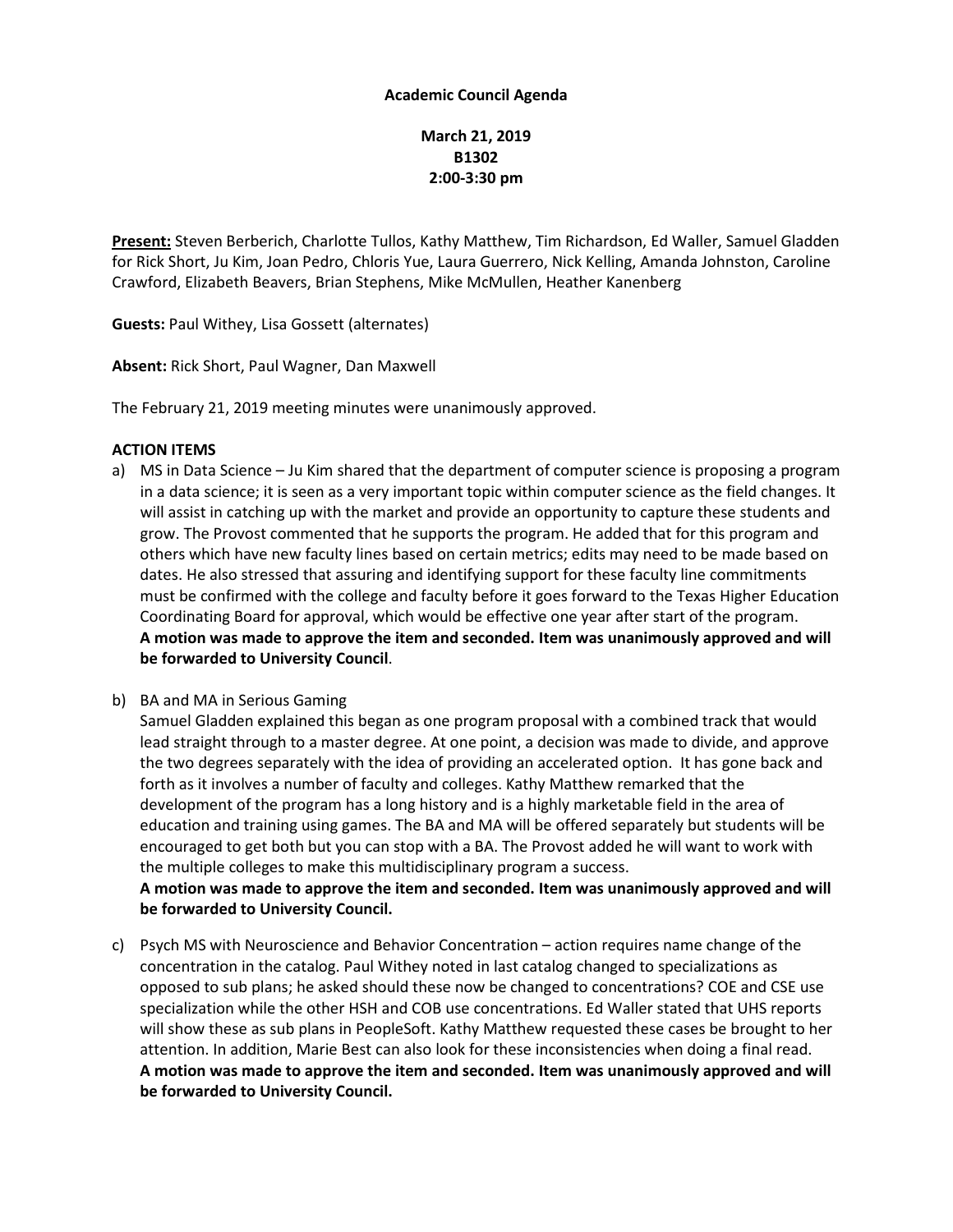**Academic Council Agenda**

**March 21, 2019**
**B1302**
**2:00-3:30 pm**

**Present:** Steven Berberich, Charlotte Tullos, Kathy Matthew, Tim Richardson, Ed Waller, Samuel Gladden for Rick Short, Ju Kim, Joan Pedro, Chloris Yue, Laura Guerrero, Nick Kelling, Amanda Johnston, Caroline Crawford, Elizabeth Beavers, Brian Stephens, Mike McMullen, Heather Kanenberg

**Guests:** Paul Withey, Lisa Gossett (alternates)

**Absent:** Rick Short, Paul Wagner, Dan Maxwell

The February 21, 2019 meeting minutes were unanimously approved.

**ACTION ITEMS**

a) MS in Data Science – Ju Kim shared that the department of computer science is proposing a program in a data science; it is seen as a very important topic within computer science as the field changes. It will assist in catching up with the market and provide an opportunity to capture these students and grow. The Provost commented that he supports the program. He added that for this program and others which have new faculty lines based on certain metrics; edits may need to be made based on dates. He also stressed that assuring and identifying support for these faculty line commitments must be confirmed with the college and faculty before it goes forward to the Texas Higher Education Coordinating Board for approval, which would be effective one year after start of the program.
**A motion was made to approve the item and seconded. Item was unanimously approved and will be forwarded to University Council**.

b) BA and MA in Serious Gaming
Samuel Gladden explained this began as one program proposal with a combined track that would lead straight through to a master degree. At one point, a decision was made to divide, and approve the two degrees separately with the idea of providing an accelerated option. It has gone back and forth as it involves a number of faculty and colleges. Kathy Matthew remarked that the development of the program has a long history and is a highly marketable field in the area of education and training using games. The BA and MA will be offered separately but students will be encouraged to get both but you can stop with a BA. The Provost added he will want to work with the multiple colleges to make this multidisciplinary program a success.
**A motion was made to approve the item and seconded. Item was unanimously approved and will be forwarded to University Council.**

c) Psych MS with Neuroscience and Behavior Concentration – action requires name change of the concentration in the catalog. Paul Withey noted in last catalog changed to specializations as opposed to sub plans; he asked should these now be changed to concentrations? COE and CSE use specialization while the other HSH and COB use concentrations. Ed Waller stated that UHS reports will show these as sub plans in PeopleSoft. Kathy Matthew requested these cases be brought to her attention. In addition, Marie Best can also look for these inconsistencies when doing a final read.
**A motion was made to approve the item and seconded. Item was unanimously approved and will be forwarded to University Council.**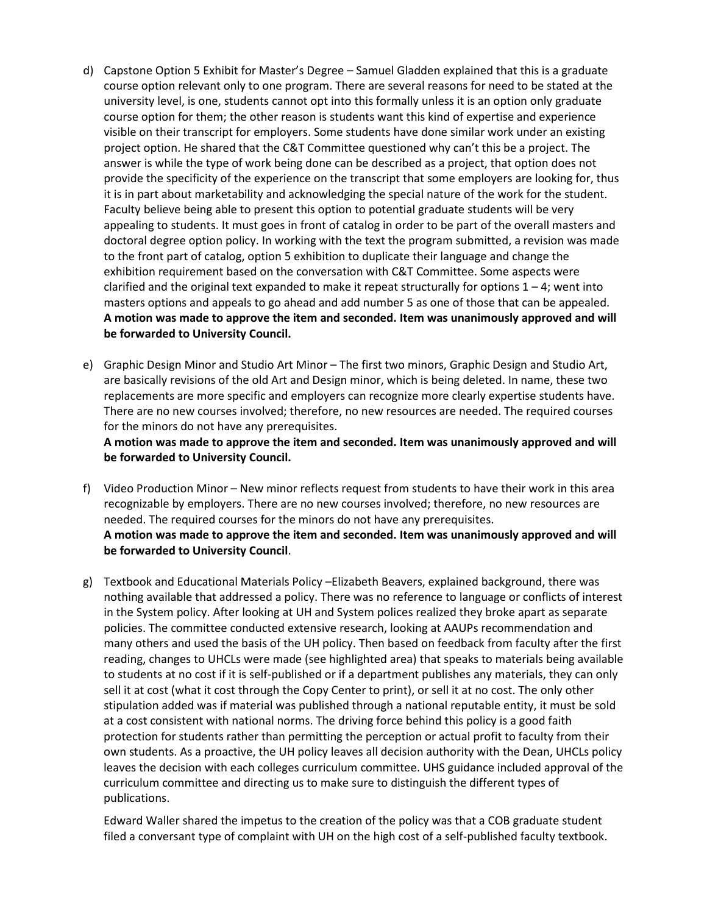d) Capstone Option 5 Exhibit for Master's Degree – Samuel Gladden explained that this is a graduate course option relevant only to one program. There are several reasons for need to be stated at the university level, is one, students cannot opt into this formally unless it is an option only graduate course option for them; the other reason is students want this kind of expertise and experience visible on their transcript for employers. Some students have done similar work under an existing project option. He shared that the C&T Committee questioned why can't this be a project. The answer is while the type of work being done can be described as a project, that option does not provide the specificity of the experience on the transcript that some employers are looking for, thus it is in part about marketability and acknowledging the special nature of the work for the student. Faculty believe being able to present this option to potential graduate students will be very appealing to students. It must goes in front of catalog in order to be part of the overall masters and doctoral degree option policy. In working with the text the program submitted, a revision was made to the front part of catalog, option 5 exhibition to duplicate their language and change the exhibition requirement based on the conversation with C&T Committee. Some aspects were clarified and the original text expanded to make it repeat structurally for options 1 – 4; went into masters options and appeals to go ahead and add number 5 as one of those that can be appealed. **A motion was made to approve the item and seconded. Item was unanimously approved and will be forwarded to University Council.**

e) Graphic Design Minor and Studio Art Minor – The first two minors, Graphic Design and Studio Art, are basically revisions of the old Art and Design minor, which is being deleted. In name, these two replacements are more specific and employers can recognize more clearly expertise students have. There are no new courses involved; therefore, no new resources are needed. The required courses for the minors do not have any prerequisites.
**A motion was made to approve the item and seconded. Item was unanimously approved and will be forwarded to University Council.**

f) Video Production Minor – New minor reflects request from students to have their work in this area recognizable by employers. There are no new courses involved; therefore, no new resources are needed. The required courses for the minors do not have any prerequisites.
**A motion was made to approve the item and seconded. Item was unanimously approved and will be forwarded to University Council**.

g) Textbook and Educational Materials Policy –Elizabeth Beavers, explained background, there was nothing available that addressed a policy. There was no reference to language or conflicts of interest in the System policy. After looking at UH and System polices realized they broke apart as separate policies. The committee conducted extensive research, looking at AAUPs recommendation and many others and used the basis of the UH policy. Then based on feedback from faculty after the first reading, changes to UHCLs were made (see highlighted area) that speaks to materials being available to students at no cost if it is self-published or if a department publishes any materials, they can only sell it at cost (what it cost through the Copy Center to print), or sell it at no cost. The only other stipulation added was if material was published through a national reputable entity, it must be sold at a cost consistent with national norms. The driving force behind this policy is a good faith protection for students rather than permitting the perception or actual profit to faculty from their own students. As a proactive, the UH policy leaves all decision authority with the Dean, UHCLs policy leaves the decision with each colleges curriculum committee. UHS guidance included approval of the curriculum committee and directing us to make sure to distinguish the different types of publications.

   Edward Waller shared the impetus to the creation of the policy was that a COB graduate student filed a conversant type of complaint with UH on the high cost of a self-published faculty textbook.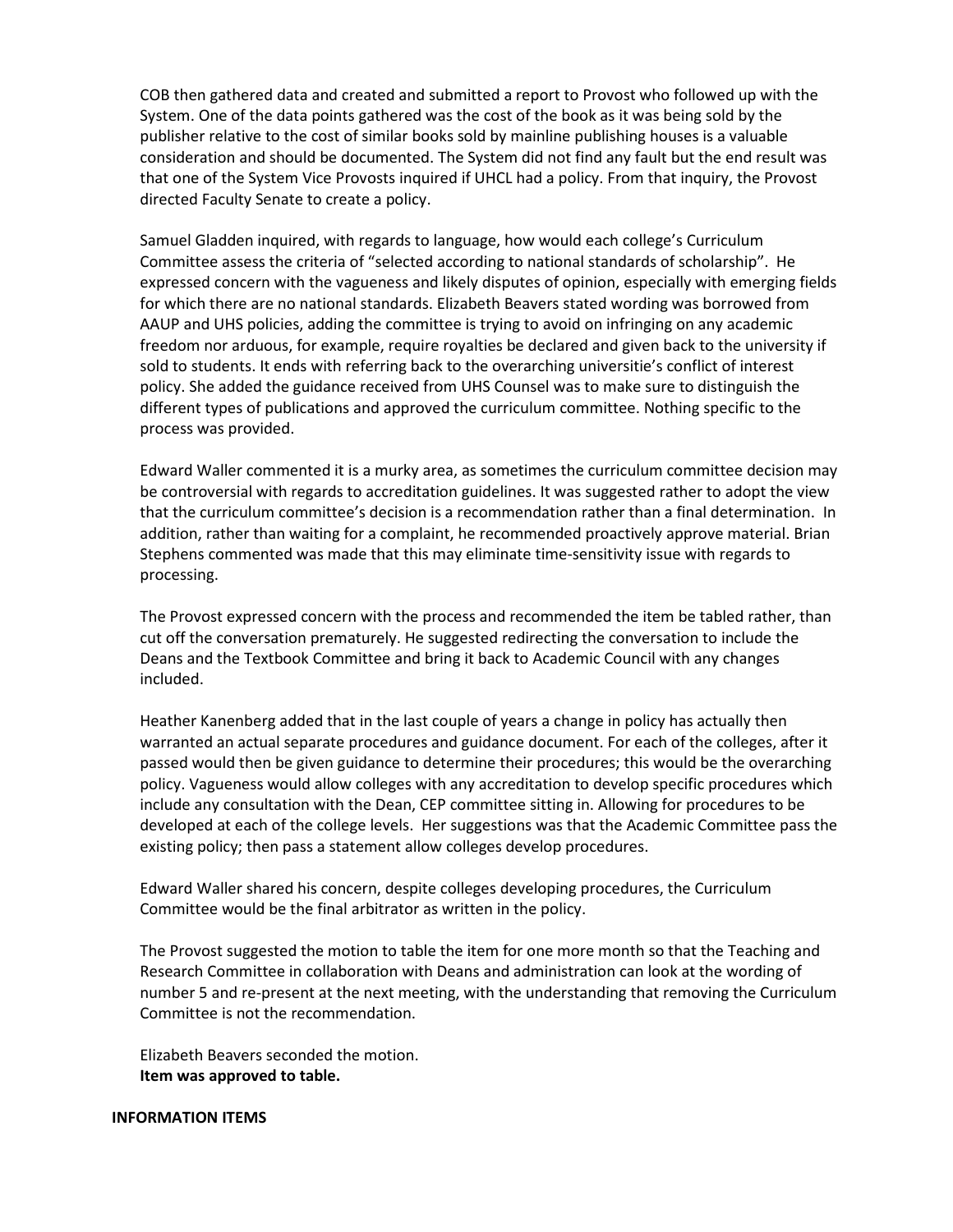COB then gathered data and created and submitted a report to Provost who followed up with the System. One of the data points gathered was the cost of the book as it was being sold by the publisher relative to the cost of similar books sold by mainline publishing houses is a valuable consideration and should be documented. The System did not find any fault but the end result was that one of the System Vice Provosts inquired if UHCL had a policy. From that inquiry, the Provost directed Faculty Senate to create a policy.

Samuel Gladden inquired, with regards to language, how would each college's Curriculum Committee assess the criteria of "selected according to national standards of scholarship". He expressed concern with the vagueness and likely disputes of opinion, especially with emerging fields for which there are no national standards. Elizabeth Beavers stated wording was borrowed from AAUP and UHS policies, adding the committee is trying to avoid on infringing on any academic freedom nor arduous, for example, require royalties be declared and given back to the university if sold to students. It ends with referring back to the overarching universitie's conflict of interest policy. She added the guidance received from UHS Counsel was to make sure to distinguish the different types of publications and approved the curriculum committee. Nothing specific to the process was provided.

Edward Waller commented it is a murky area, as sometimes the curriculum committee decision may be controversial with regards to accreditation guidelines. It was suggested rather to adopt the view that the curriculum committee's decision is a recommendation rather than a final determination. In addition, rather than waiting for a complaint, he recommended proactively approve material. Brian Stephens commented was made that this may eliminate time-sensitivity issue with regards to processing.

The Provost expressed concern with the process and recommended the item be tabled rather, than cut off the conversation prematurely. He suggested redirecting the conversation to include the Deans and the Textbook Committee and bring it back to Academic Council with any changes included.

Heather Kanenberg added that in the last couple of years a change in policy has actually then warranted an actual separate procedures and guidance document. For each of the colleges, after it passed would then be given guidance to determine their procedures; this would be the overarching policy. Vagueness would allow colleges with any accreditation to develop specific procedures which include any consultation with the Dean, CEP committee sitting in. Allowing for procedures to be developed at each of the college levels. Her suggestions was that the Academic Committee pass the existing policy; then pass a statement allow colleges develop procedures.

Edward Waller shared his concern, despite colleges developing procedures, the Curriculum Committee would be the final arbitrator as written in the policy.

The Provost suggested the motion to table the item for one more month so that the Teaching and Research Committee in collaboration with Deans and administration can look at the wording of number 5 and re-present at the next meeting, with the understanding that removing the Curriculum Committee is not the recommendation.

Elizabeth Beavers seconded the motion.
**Item was approved to table.**

**INFORMATION ITEMS**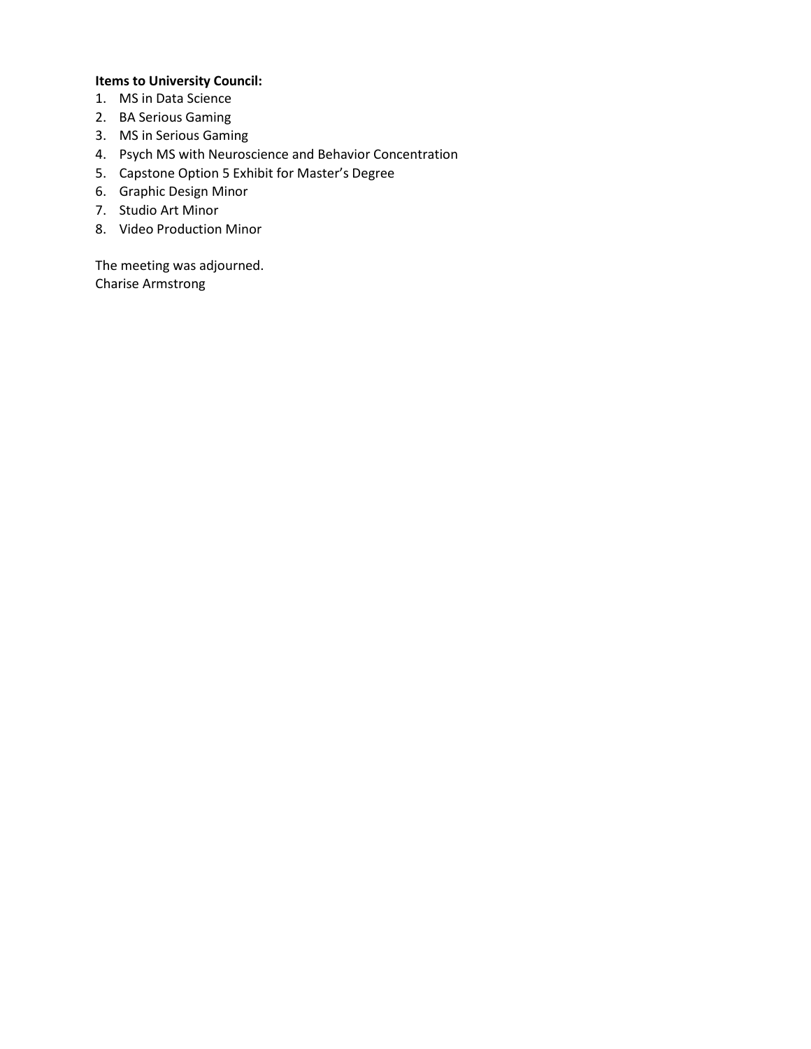**Items to University Council:**

1. MS in Data Science
2. BA Serious Gaming
3. MS in Serious Gaming
4. Psych MS with Neuroscience and Behavior Concentration
5. Capstone Option 5 Exhibit for Master's Degree
6. Graphic Design Minor
7. Studio Art Minor
8. Video Production Minor

The meeting was adjourned.
Charise Armstrong